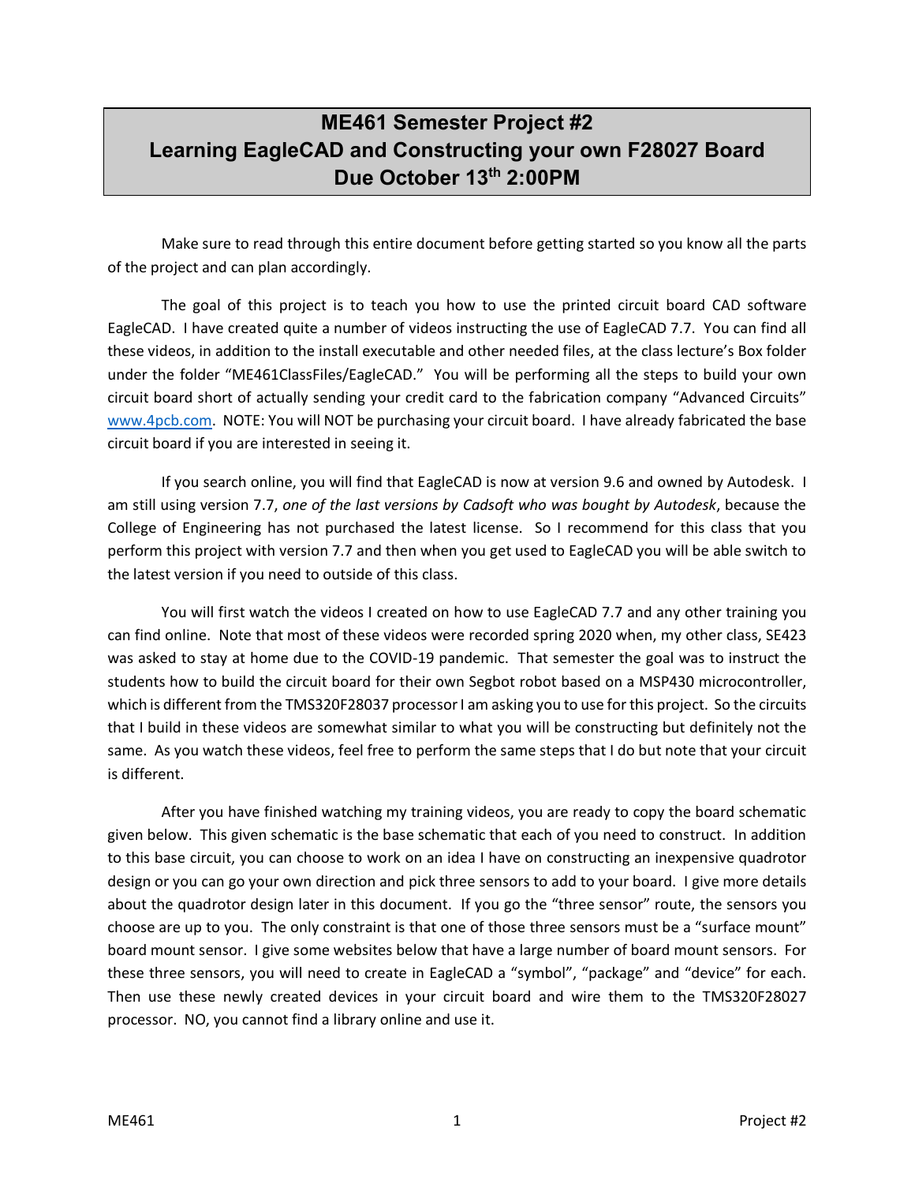# ME461 Semester Project #2
# Learning EagleCAD and Constructing your own F28027 Board
# Due October 13th 2:00PM

Make sure to read through this entire document before getting started so you know all the parts of the project and can plan accordingly.

The goal of this project is to teach you how to use the printed circuit board CAD software EagleCAD. I have created quite a number of videos instructing the use of EagleCAD 7.7. You can find all these videos, in addition to the install executable and other needed files, at the class lecture's Box folder under the folder "ME461ClassFiles/EagleCAD." You will be performing all the steps to build your own circuit board short of actually sending your credit card to the fabrication company "Advanced Circuits" [www.4pcb.com](http://www.4pcb.com). NOTE: You will NOT be purchasing your circuit board. I have already fabricated the base circuit board if you are interested in seeing it.

If you search online, you will find that EagleCAD is now at version 9.6 and owned by Autodesk. I am still using version 7.7, *one of the last versions by Cadsoft who was bought by Autodesk*, because the College of Engineering has not purchased the latest license. So I recommend for this class that you perform this project with version 7.7 and then when you get used to EagleCAD you will be able switch to the latest version if you need to outside of this class.

You will first watch the videos I created on how to use EagleCAD 7.7 and any other training you can find online. Note that most of these videos were recorded spring 2020 when, my other class, SE423 was asked to stay at home due to the COVID-19 pandemic. That semester the goal was to instruct the students how to build the circuit board for their own Segbot robot based on a MSP430 microcontroller, which is different from the TMS320F28037 processor I am asking you to use for this project. So the circuits that I build in these videos are somewhat similar to what you will be constructing but definitely not the same. As you watch these videos, feel free to perform the same steps that I do but note that your circuit is different.

After you have finished watching my training videos, you are ready to copy the board schematic given below. This given schematic is the base schematic that each of you need to construct. In addition to this base circuit, you can choose to work on an idea I have on constructing an inexpensive quadrotor design or you can go your own direction and pick three sensors to add to your board. I give more details about the quadrotor design later in this document. If you go the "three sensor" route, the sensors you choose are up to you. The only constraint is that one of those three sensors must be a "surface mount" board mount sensor. I give some websites below that have a large number of board mount sensors. For these three sensors, you will need to create in EagleCAD a "symbol", "package" and "device" for each. Then use these newly created devices in your circuit board and wire them to the TMS320F28027 processor. NO, you cannot find a library online and use it.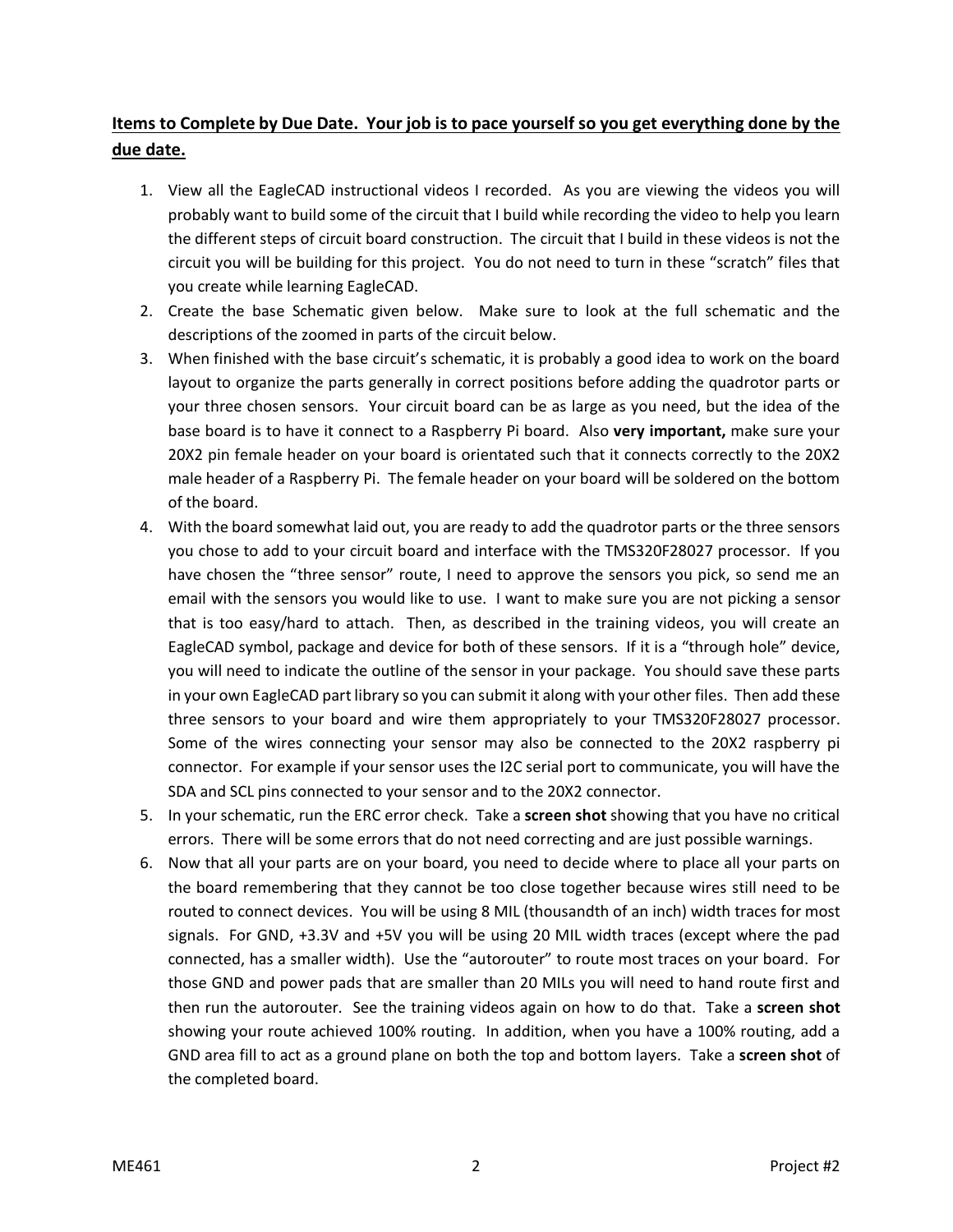**<u>Items to Complete by Due Date. Your job is to pace yourself so you get everything done by the due date.</u>**

1. View all the EagleCAD instructional videos I recorded. As you are viewing the videos you will probably want to build some of the circuit that I build while recording the video to help you learn the different steps of circuit board construction. The circuit that I build in these videos is not the circuit you will be building for this project. You do not need to turn in these "scratch" files that you create while learning EagleCAD.
2. Create the base Schematic given below. Make sure to look at the full schematic and the descriptions of the zoomed in parts of the circuit below.
3. When finished with the base circuit's schematic, it is probably a good idea to work on the board layout to organize the parts generally in correct positions before adding the quadrotor parts or your three chosen sensors. Your circuit board can be as large as you need, but the idea of the base board is to have it connect to a Raspberry Pi board. Also **very important,** make sure your 20X2 pin female header on your board is orientated such that it connects correctly to the 20X2 male header of a Raspberry Pi. The female header on your board will be soldered on the bottom of the board.
4. With the board somewhat laid out, you are ready to add the quadrotor parts or the three sensors you chose to add to your circuit board and interface with the TMS320F28027 processor. If you have chosen the "three sensor" route, I need to approve the sensors you pick, so send me an email with the sensors you would like to use. I want to make sure you are not picking a sensor that is too easy/hard to attach. Then, as described in the training videos, you will create an EagleCAD symbol, package and device for both of these sensors. If it is a "through hole" device, you will need to indicate the outline of the sensor in your package. You should save these parts in your own EagleCAD part library so you can submit it along with your other files. Then add these three sensors to your board and wire them appropriately to your TMS320F28027 processor. Some of the wires connecting your sensor may also be connected to the 20X2 raspberry pi connector. For example if your sensor uses the I2C serial port to communicate, you will have the SDA and SCL pins connected to your sensor and to the 20X2 connector.
5. In your schematic, run the ERC error check. Take a **screen shot** showing that you have no critical errors. There will be some errors that do not need correcting and are just possible warnings.
6. Now that all your parts are on your board, you need to decide where to place all your parts on the board remembering that they cannot be too close together because wires still need to be routed to connect devices. You will be using 8 MIL (thousandth of an inch) width traces for most signals. For GND, +3.3V and +5V you will be using 20 MIL width traces (except where the pad connected, has a smaller width). Use the "autorouter" to route most traces on your board. For those GND and power pads that are smaller than 20 MILs you will need to hand route first and then run the autorouter. See the training videos again on how to do that. Take a **screen shot** showing your route achieved 100% routing. In addition, when you have a 100% routing, add a GND area fill to act as a ground plane on both the top and bottom layers. Take a **screen shot** of the completed board.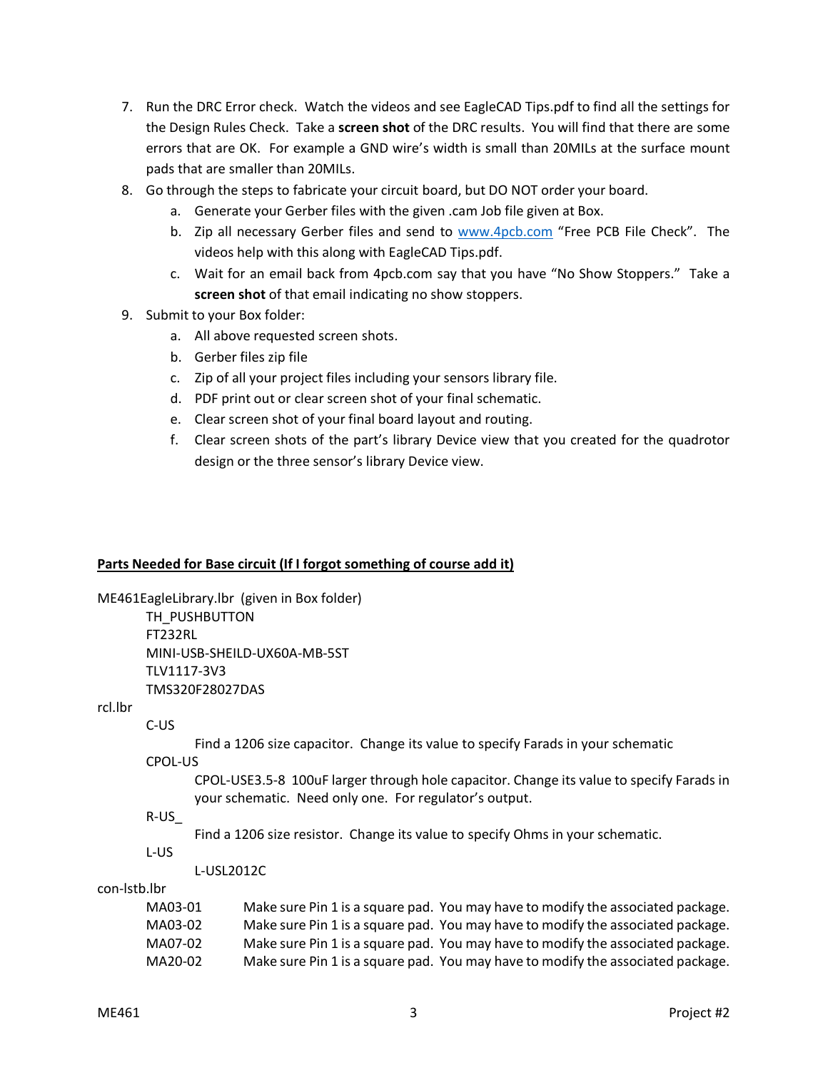7. Run the DRC Error check. Watch the videos and see EagleCAD Tips.pdf to find all the settings for the Design Rules Check. Take a **screen shot** of the DRC results. You will find that there are some errors that are OK. For example a GND wire's width is small than 20MILs at the surface mount pads that are smaller than 20MILs.
8. Go through the steps to fabricate your circuit board, but DO NOT order your board.
   a. Generate your Gerber files with the given .cam Job file given at Box.
   b. Zip all necessary Gerber files and send to [www.4pcb.com](http://www.4pcb.com) "Free PCB File Check". The videos help with this along with EagleCAD Tips.pdf.
   c. Wait for an email back from 4pcb.com say that you have "No Show Stoppers." Take a **screen shot** of that email indicating no show stoppers.
9. Submit to your Box folder:
   a. All above requested screen shots.
   b. Gerber files zip file
   c. Zip of all your project files including your sensors library file.
   d. PDF print out or clear screen shot of your final schematic.
   e. Clear screen shot of your final board layout and routing.
   f. Clear screen shots of the part's library Device view that you created for the quadrotor design or the three sensor's library Device view.

**<u>Parts Needed for Base circuit (If I forgot something of course add it)</u>**

ME461EagleLibrary.lbr (given in Box folder)

- TH_PUSHBUTTON
- FT232RL
- MINI-USB-SHEILD-UX60A-MB-5ST
- TLV1117-3V3
- TMS320F28027DAS

rcl.lbr

- C-US
  - Find a 1206 size capacitor. Change its value to specify Farads in your schematic
- CPOL-US
  - CPOL-USE3.5-8 100uF larger through hole capacitor. Change its value to specify Farads in your schematic. Need only one. For regulator's output.
- R-US_
  - Find a 1206 size resistor. Change its value to specify Ohms in your schematic.
- L-US
  - L-USL2012C

con-lstb.lbr

| | |
|---|---|
| MA03-01 | Make sure Pin 1 is a square pad. You may have to modify the associated package. |
| MA03-02 | Make sure Pin 1 is a square pad. You may have to modify the associated package. |
| MA07-02 | Make sure Pin 1 is a square pad. You may have to modify the associated package. |
| MA20-02 | Make sure Pin 1 is a square pad. You may have to modify the associated package. |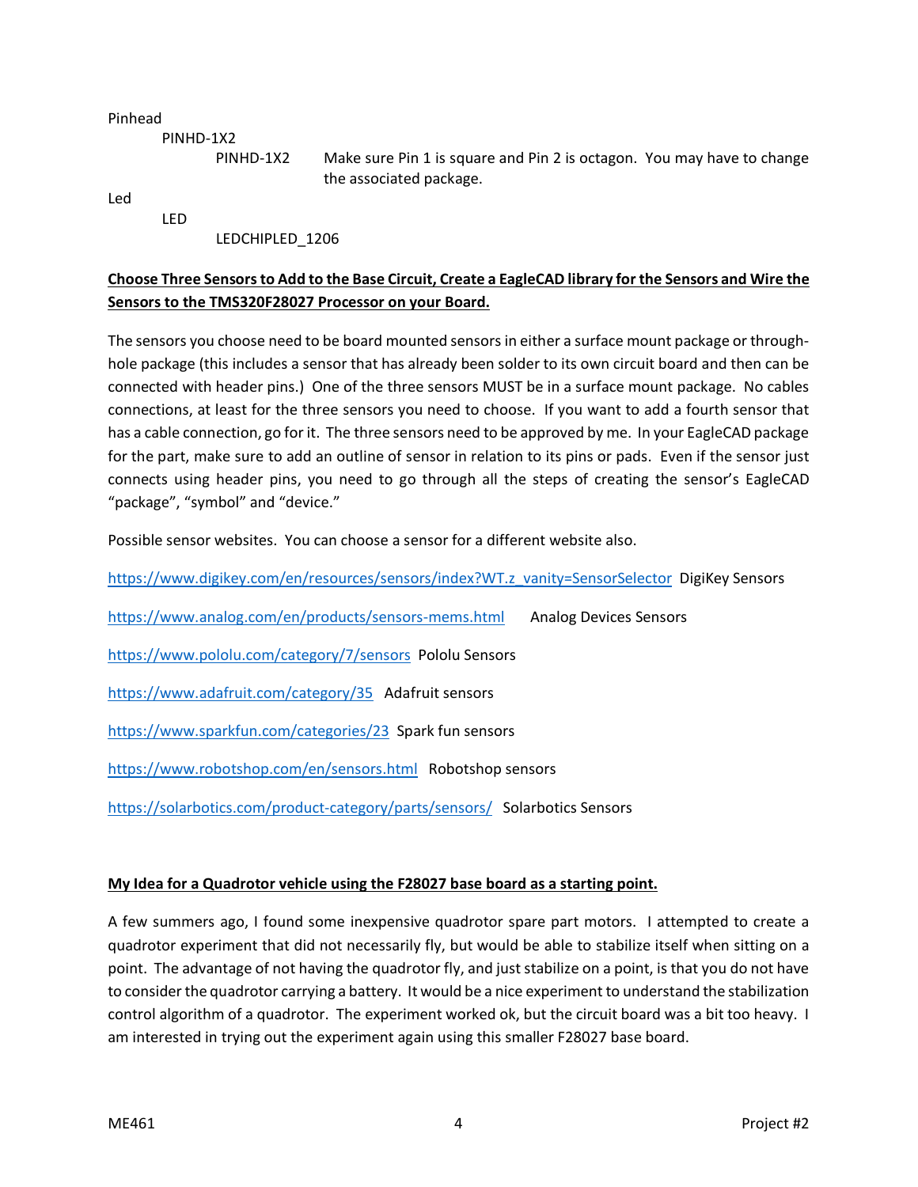Pinhead

PINHD-1X2

PINHD-1X2 Make sure Pin 1 is square and Pin 2 is octagon. You may have to change the associated package.

Led

LED

LEDCHIPLED_1206

**Choose Three Sensors to Add to the Base Circuit, Create a EagleCAD library for the Sensors and Wire the Sensors to the TMS320F28027 Processor on your Board.**

The sensors you choose need to be board mounted sensors in either a surface mount package or through-hole package (this includes a sensor that has already been solder to its own circuit board and then can be connected with header pins.) One of the three sensors MUST be in a surface mount package. No cables connections, at least for the three sensors you need to choose. If you want to add a fourth sensor that has a cable connection, go for it. The three sensors need to be approved by me. In your EagleCAD package for the part, make sure to add an outline of sensor in relation to its pins or pads. Even if the sensor just connects using header pins, you need to go through all the steps of creating the sensor's EagleCAD "package", "symbol" and "device."

Possible sensor websites. You can choose a sensor for a different website also.

https://www.digikey.com/en/resources/sensors/index?WT.z_vanity=SensorSelector DigiKey Sensors

https://www.analog.com/en/products/sensors-mems.html Analog Devices Sensors

https://www.pololu.com/category/7/sensors Pololu Sensors

https://www.adafruit.com/category/35 Adafruit sensors

https://www.sparkfun.com/categories/23 Spark fun sensors

https://www.robotshop.com/en/sensors.html Robotshop sensors

https://solarbotics.com/product-category/parts/sensors/ Solarbotics Sensors

**My Idea for a Quadrotor vehicle using the F28027 base board as a starting point.**

A few summers ago, I found some inexpensive quadrotor spare part motors. I attempted to create a quadrotor experiment that did not necessarily fly, but would be able to stabilize itself when sitting on a point. The advantage of not having the quadrotor fly, and just stabilize on a point, is that you do not have to consider the quadrotor carrying a battery. It would be a nice experiment to understand the stabilization control algorithm of a quadrotor. The experiment worked ok, but the circuit board was a bit too heavy. I am interested in trying out the experiment again using this smaller F28027 base board.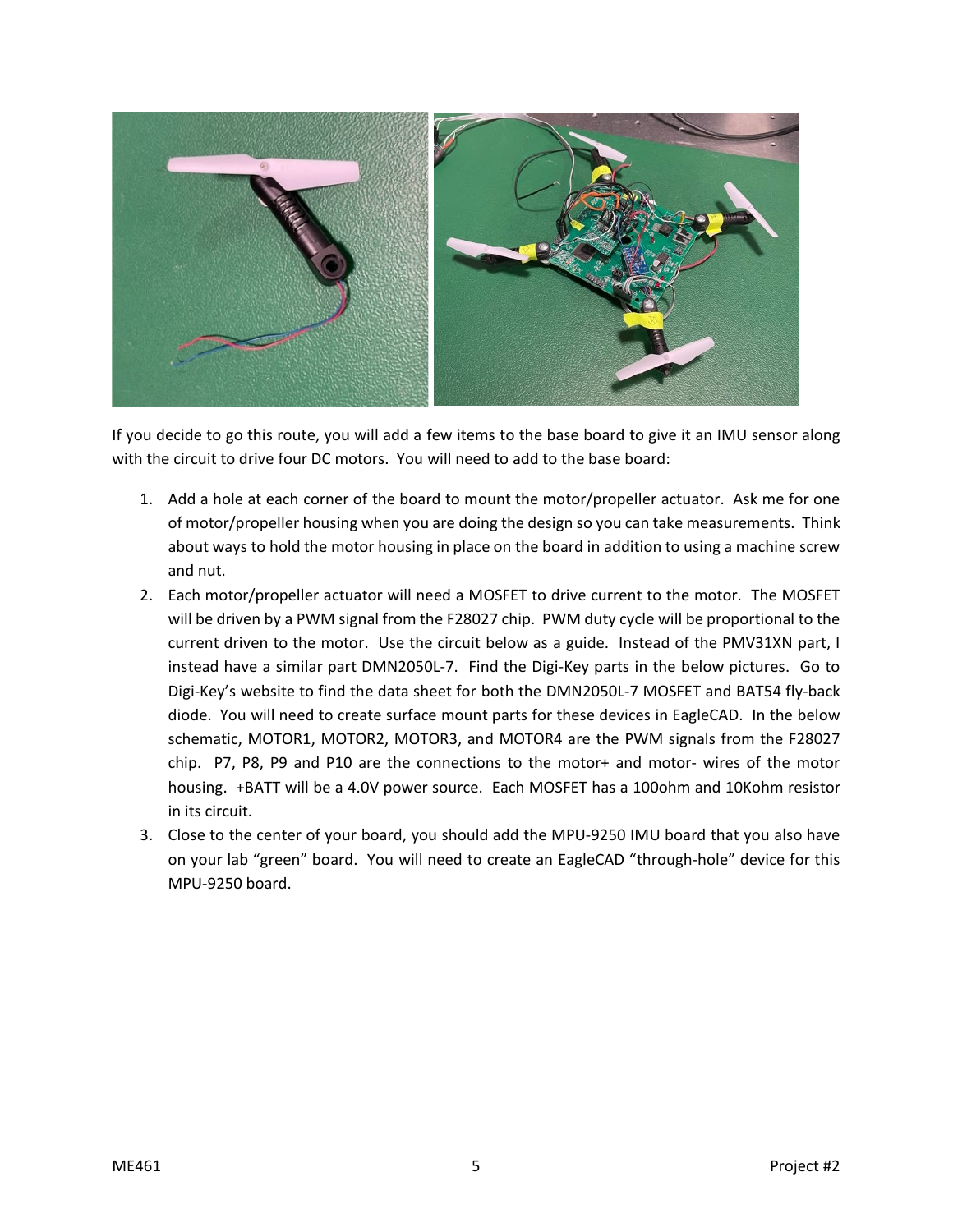If you decide to go this route, you will add a few items to the base board to give it an IMU sensor along with the circuit to drive four DC motors. You will need to add to the base board:

1. Add a hole at each corner of the board to mount the motor/propeller actuator. Ask me for one of motor/propeller housing when you are doing the design so you can take measurements. Think about ways to hold the motor housing in place on the board in addition to using a machine screw and nut.
2. Each motor/propeller actuator will need a MOSFET to drive current to the motor. The MOSFET will be driven by a PWM signal from the F28027 chip. PWM duty cycle will be proportional to the current driven to the motor. Use the circuit below as a guide. Instead of the PMV31XN part, I instead have a similar part DMN2050L-7. Find the Digi-Key parts in the below pictures. Go to Digi-Key's website to find the data sheet for both the DMN2050L-7 MOSFET and BAT54 fly-back diode. You will need to create surface mount parts for these devices in EagleCAD. In the below schematic, MOTOR1, MOTOR2, MOTOR3, and MOTOR4 are the PWM signals from the F28027 chip. P7, P8, P9 and P10 are the connections to the motor+ and motor- wires of the motor housing. +BATT will be a 4.0V power source. Each MOSFET has a 100ohm and 10Kohm resistor in its circuit.
3. Close to the center of your board, you should add the MPU-9250 IMU board that you also have on your lab "green" board. You will need to create an EagleCAD "through-hole" device for this MPU-9250 board.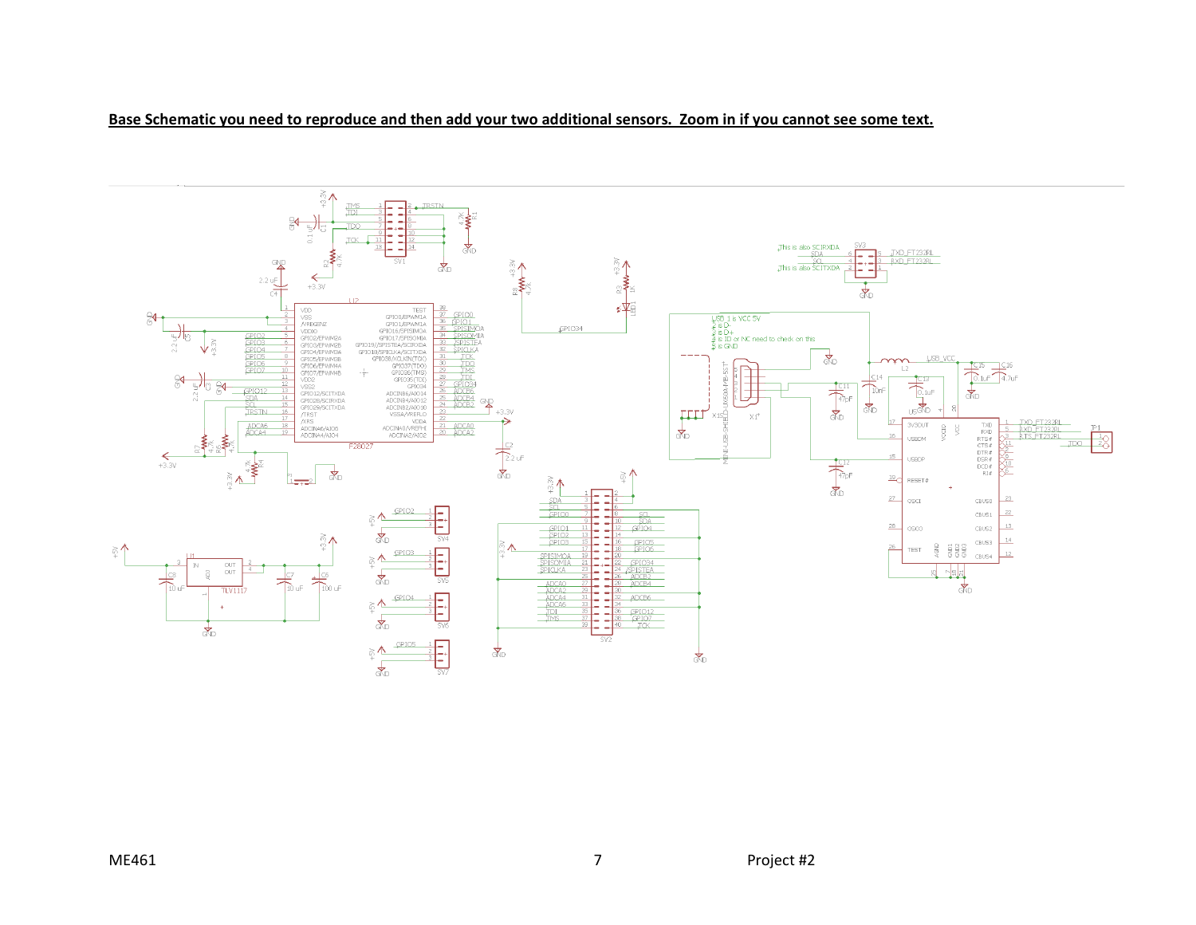**Base Schematic you need to reproduce and then add your two additional sensors. Zoom in if you cannot see some text.**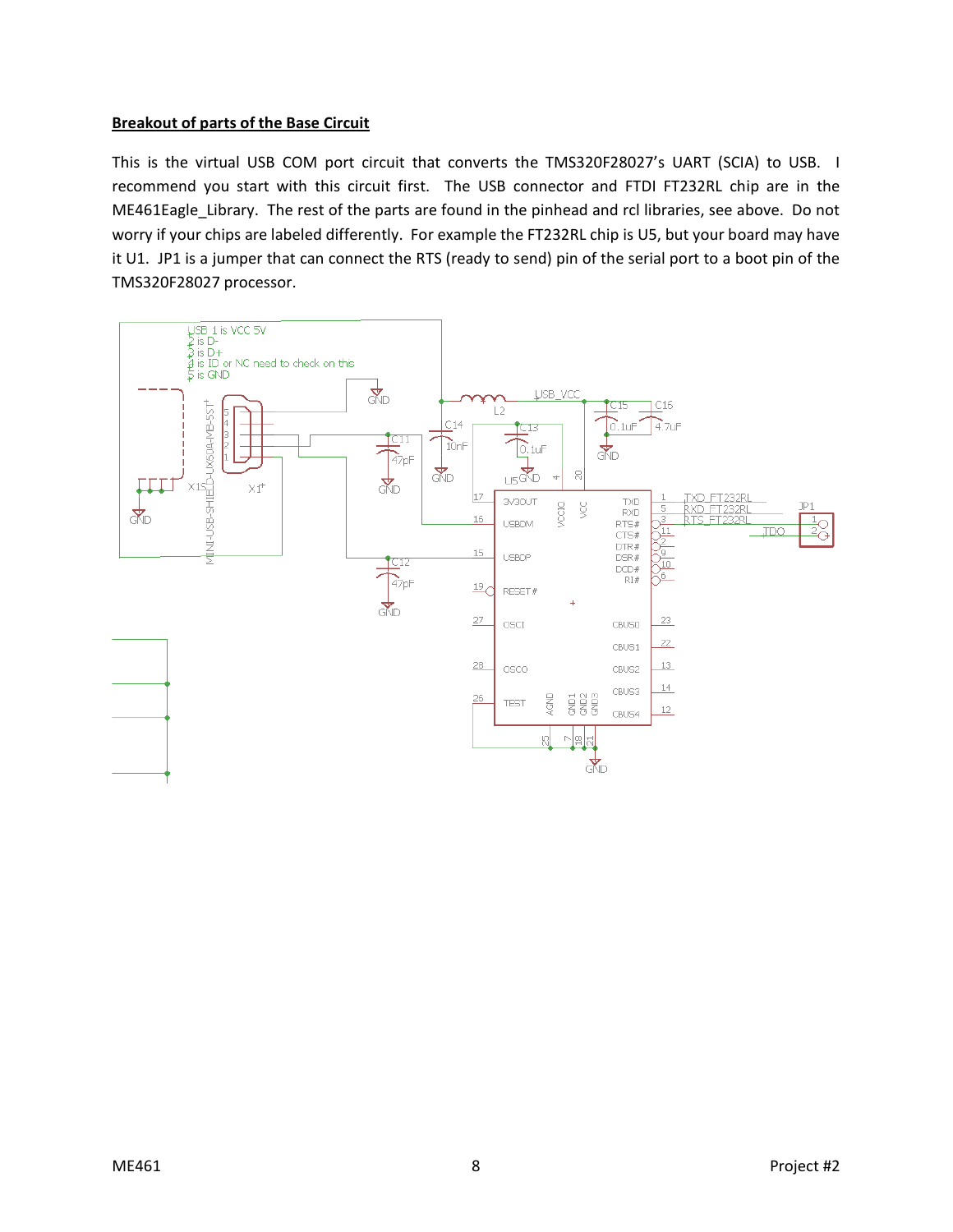**Breakout of parts of the Base Circuit**

This is the virtual USB COM port circuit that converts the TMS320F28027's UART (SCIA) to USB. I recommend you start with this circuit first. The USB connector and FTDI FT232RL chip are in the ME461Eagle_Library. The rest of the parts are found in the pinhead and rcl libraries, see above. Do not worry if your chips are labeled differently. For example the FT232RL chip is U5, but your board may have it U1. JP1 is a jumper that can connect the RTS (ready to send) pin of the serial port to a boot pin of the TMS320F28027 processor.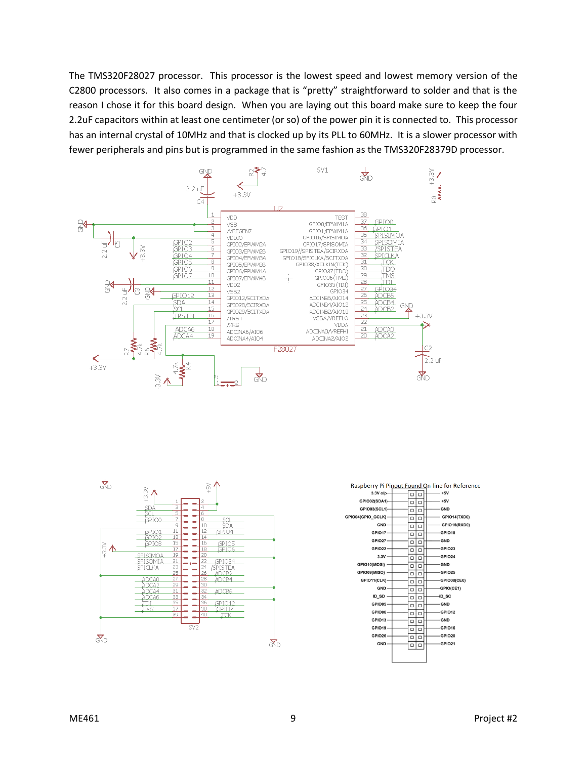The TMS320F28027 processor. This processor is the lowest speed and lowest memory version of the C2800 processors. It also comes in a package that is "pretty" straightforward to solder and that is the reason I chose it for this board design. When you are laying out this board make sure to keep the four 2.2uF capacitors within at least one centimeter (or so) of the power pin it is connected to. This processor has an internal crystal of 10MHz and that is clocked up by its PLL to 60MHz. It is a slower processor with fewer peripherals and pins but is programmed in the same fashion as the TMS320F28379D processor.

Raspberry Pi Pinout Found On-line for Reference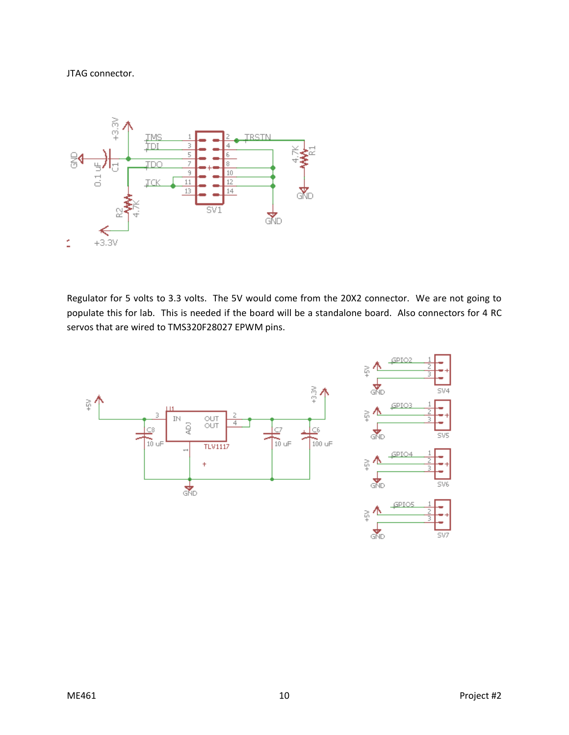JTAG connector.

Regulator for 5 volts to 3.3 volts. The 5V would come from the 20X2 connector. We are not going to populate this for lab. This is needed if the board will be a standalone board. Also connectors for 4 RC servos that are wired to TMS320F28027 EPWM pins.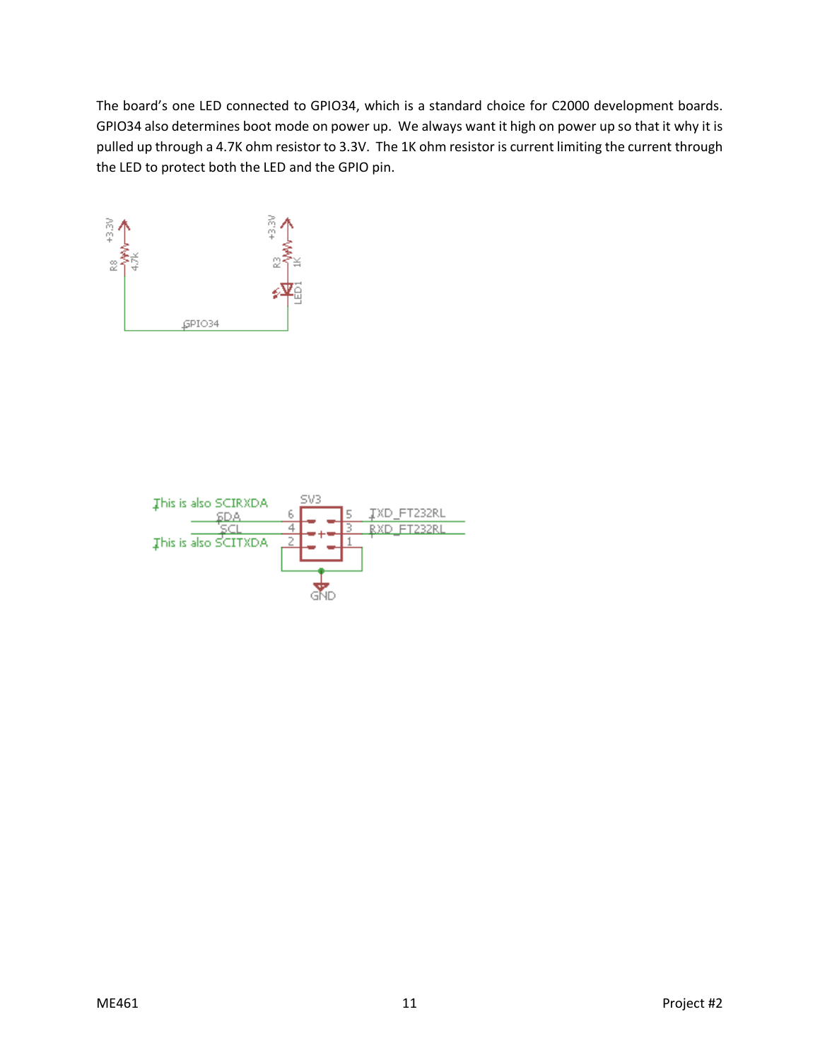The board's one LED connected to GPIO34, which is a standard choice for C2000 development boards. GPIO34 also determines boot mode on power up. We always want it high on power up so that it why it is pulled up through a 4.7K ohm resistor to 3.3V. The 1K ohm resistor is current limiting the current through the LED to protect both the LED and the GPIO pin.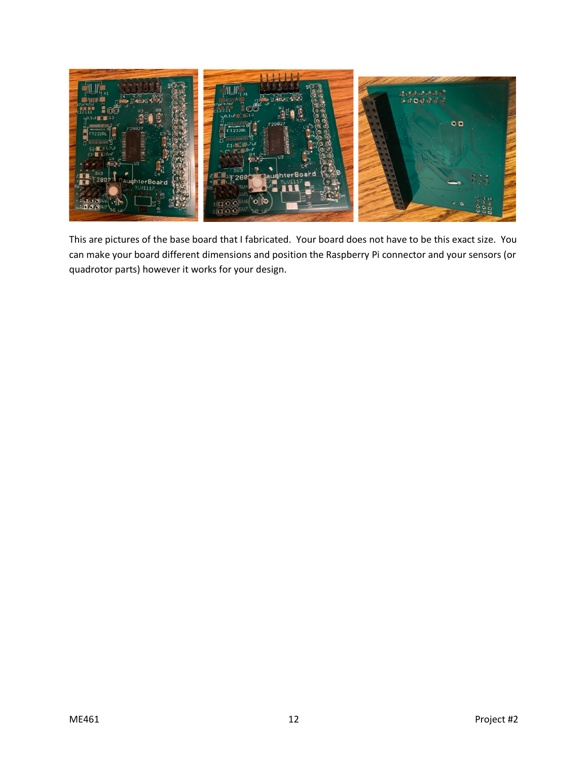This are pictures of the base board that I fabricated. Your board does not have to be this exact size. You can make your board different dimensions and position the Raspberry Pi connector and your sensors (or quadrotor parts) however it works for your design.